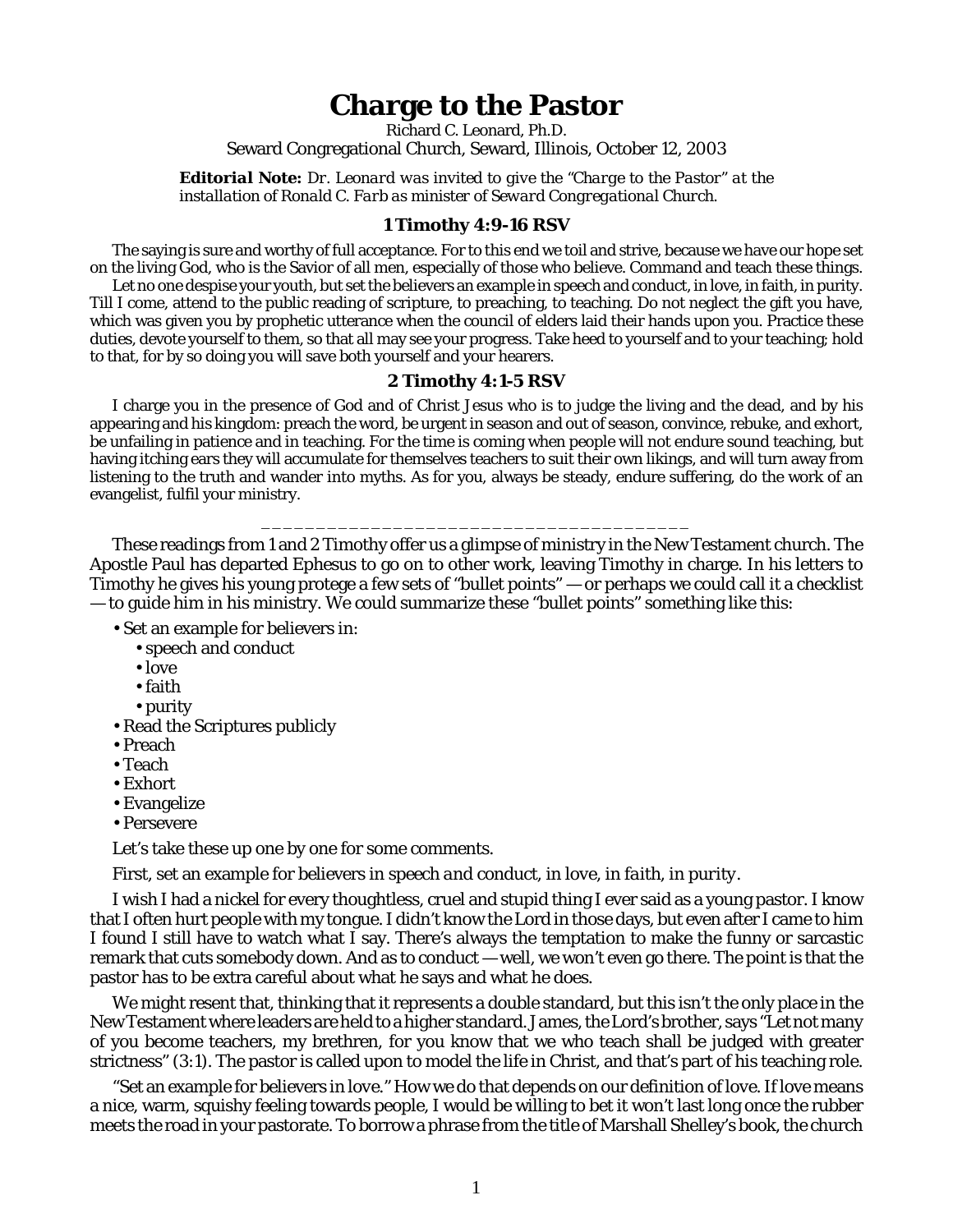# Charge to the Pastor

Richard C. Leonard, Ph.D.
Seward Congregational Church, Seward, Illinois, October 12, 2003

***Editorial Note:*** *Dr. Leonard was invited to give the "Charge to the Pastor" at the installation of Ronald C. Farb as minister of Seward Congregational Church.*

### 1 Timothy 4:9-16 RSV

The saying is sure and worthy of full acceptance. For to this end we toil and strive, because we have our hope set on the living God, who is the Savior of all men, especially of those who believe. Command and teach these things.

Let no one despise your youth, but set the believers an example in speech and conduct, in love, in faith, in purity. Till I come, attend to the public reading of scripture, to preaching, to teaching. Do not neglect the gift you have, which was given you by prophetic utterance when the council of elders laid their hands upon you. Practice these duties, devote yourself to them, so that all may see your progress. Take heed to yourself and to your teaching; hold to that, for by so doing you will save both yourself and your hearers.

### 2 Timothy 4:1-5 RSV

I charge you in the presence of God and of Christ Jesus who is to judge the living and the dead, and by his appearing and his kingdom: preach the word, be urgent in season and out of season, convince, rebuke, and exhort, be unfailing in patience and in teaching. For the time is coming when people will not endure sound teaching, but having itching ears they will accumulate for themselves teachers to suit their own likings, and will turn away from listening to the truth and wander into myths. As for you, always be steady, endure suffering, do the work of an evangelist, fulfil your ministry.

---

These readings from 1 and 2 Timothy offer us a glimpse of ministry in the New Testament church. The Apostle Paul has departed Ephesus to go on to other work, leaving Timothy in charge. In his letters to Timothy he gives his young protege a few sets of "bullet points" — or perhaps we could call it a checklist — to guide him in his ministry. We could summarize these "bullet points" something like this:

- Set an example for believers in:
  - speech and conduct
  - love
  - faith
  - purity
- Read the Scriptures publicly
- Preach
- Teach
- Exhort
- Evangelize
- Persevere

Let's take these up one by one for some comments.

First, set an example for believers in *speech and conduct, in love, in faith, in purity*.

I wish I had a nickel for every thoughtless, cruel and stupid thing I ever said as a young pastor. I know that I often hurt people with my tongue. I didn't know the Lord in those days, but even after I came to him I found I still have to watch what I say. There's always the temptation to make the funny or sarcastic remark that cuts somebody down. And as to conduct — well, we won't even go there. The point is that the pastor has to be extra careful about what he says and what he does.

We might resent that, thinking that it represents a double standard, but this isn't the only place in the New Testament where leaders are held to a higher standard. James, the Lord's brother, says "Let not many of you become teachers, my brethren, for you know that we who teach shall be judged with greater strictness" (3:1). The pastor is called upon to model the life in Christ, and that's part of his teaching role.

"Set an example for believers in love." How we do that depends on our definition of love. If love means a nice, warm, squishy feeling towards people, I would be willing to bet it won't last long once the rubber meets the road in your pastorate. To borrow a phrase from the title of Marshall Shelley's book, the church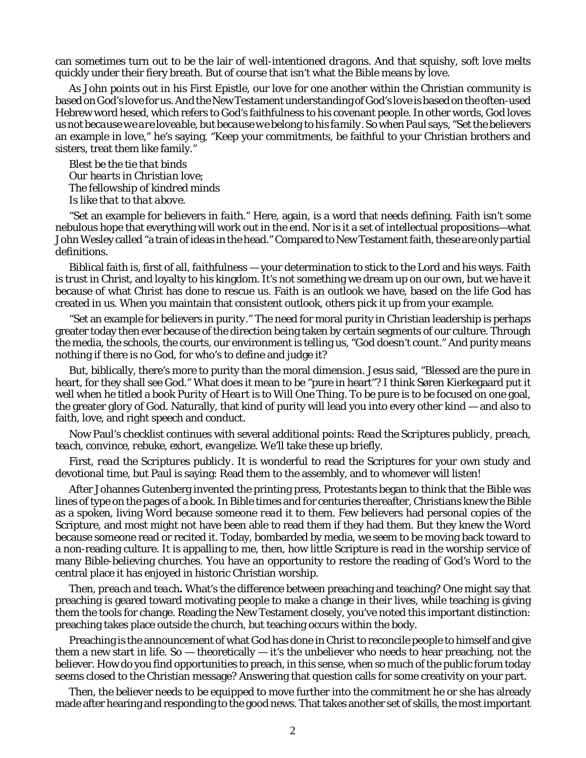can sometimes turn out to be the lair of well-intentioned *dragons*. And that squishy, soft love melts quickly under their fiery breath. But of course that isn't what the Bible means by love.

As John points out in his First Epistle, our love for one another within the Christian community is based on God's love *for us*. And the New Testament understanding of God's love is based on the often-used Hebrew word hesed, which refers to God's faithfulness to his covenant people. In other words, God loves us not *because we are loveable*, but *because we belong to his family*. So when Paul says, "Set the believers an example in love," he's saying, "Keep your commitments, be faithful to your Christian brothers and sisters, treat them like family."

*Blest be the tie that binds*
*Our hearts in Christian love;*
*The fellowship of kindred minds*
*Is like that to that above.*

"Set an example for believers in *faith*." Here, again, is a word that needs defining. Faith isn't some nebulous hope that everything will work out in the end. Nor is it a set of intellectual propositions—what John Wesley called "a train of ideas in the head." Compared to New Testament faith, these are only partial definitions.

Biblical faith is, first of all, *faithfulness* — your determination to stick to the Lord and his ways. Faith is trust in Christ, and loyalty to his kingdom. It's not something we dream up on our own, but we have it because of what Christ has done to rescue us. Faith is an outlook we have, based on the life God has created in us. When you maintain that consistent outlook, others pick it up from your example.

"Set an example for believers in *purity*." The need for moral purity in Christian leadership is perhaps greater today then ever because of the direction being taken by certain segments of our culture. Through the media, the schools, the courts, our environment is telling us, "God doesn't count." And purity means nothing if there is no God, for who's to define and judge it?

But, biblically, there's more to purity than the moral dimension. Jesus said, "Blessed are the pure in heart, for they shall see God." What does it mean to be "pure in heart"? I think Søren Kierkegaard put it well when he titled a book *Purity of Heart is to Will One Thing*. To be pure is to be focused on one goal, the greater glory of God. Naturally, that kind of purity will lead you into every other kind — and also to faith, love, and right speech and conduct.

Now Paul's checklist continues with several additional points: *Read the Scriptures publicly, preach, teach, convince, rebuke, exhort, evangelize*. We'll take these up briefly.

First, *read the Scriptures publicly*. It is wonderful to read the Scriptures for your own study and devotional time, but Paul is saying: Read them to the assembly, and to whomever will listen!

After Johannes Gutenberg invented the printing press, Protestants began to think that the Bible was lines of type on the pages of a book. In Bible times and for centuries thereafter, Christians knew the Bible as a spoken, living Word because someone *read* it to them. Few believers had personal copies of the Scripture, and most might not have been able to read them if they had them. But they knew the Word because someone read or recited it. Today, bombarded by media, we seem to be moving back toward to a non-reading culture. It is appalling to me, then, how little Scripture is *read* in the worship service of many Bible-believing churches. You have an opportunity to restore the reading of God's Word to the central place it has enjoyed in historic Christian worship.

Then, *preach and teach***.** What's the difference between preaching and teaching? One might say that preaching is geared toward motivating people to make a change in their lives, while teaching is giving them the tools for change. Reading the New Testament closely, you've noted this important distinction: preaching takes place outside the church, but teaching occurs within the body.

Preaching is the announcement of what God has done in Christ to reconcile people to himself and give them a new start in life. So — theoretically — it's the unbeliever who needs to hear preaching, not the believer. How do you find opportunities to preach, in this sense, when so much of the public forum today seems closed to the Christian message? Answering that question calls for some creativity on your part.

Then, the believer needs to be equipped to move further into the commitment he or she has already made after hearing and responding to the good news. That takes another set of skills, the most important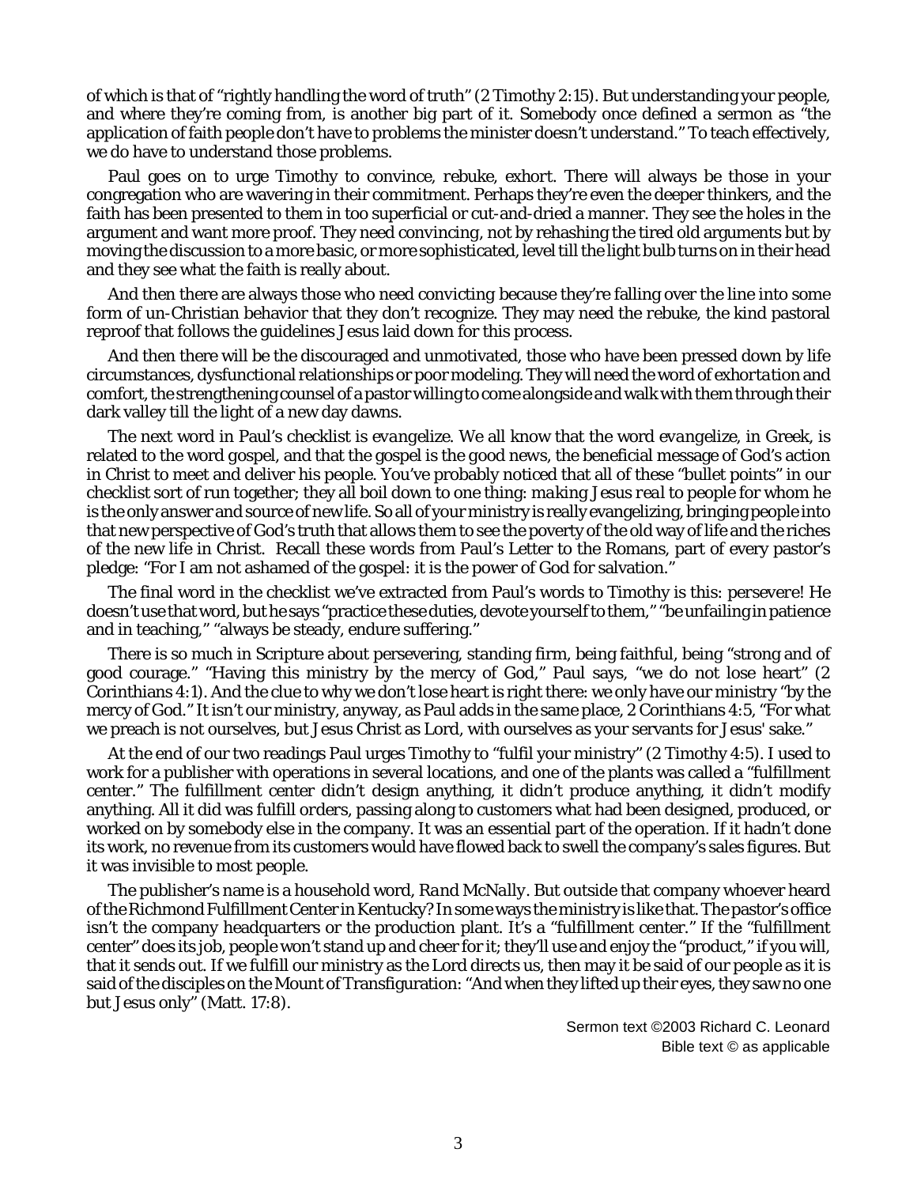of which is that of "rightly handling the word of truth" (2 Timothy 2:15). But understanding your people, and where they're coming from, is another big part of it. Somebody once defined a sermon as "the application of faith people don't have to problems the minister doesn't understand." To teach effectively, we do have to understand those problems.

Paul goes on to urge Timothy to *convince, rebuke, exhort*. There will always be those in your congregation who are wavering in their commitment. Perhaps they're even the deeper thinkers, and the faith has been presented to them in too superficial or cut-and-dried a manner. They see the holes in the argument and want more proof. They need convincing, not by rehashing the tired old arguments but by moving the discussion to a more basic, or more sophisticated, level till the light bulb turns on in their head and they see what the faith is really about.

And then there are always those who need convicting because they're falling over the line into some form of un-Christian behavior that they don't recognize. They may need the *rebuke*, the kind pastoral reproof that follows the guidelines Jesus laid down for this process.

And then there will be the discouraged and unmotivated, those who have been pressed down by life circumstances, dysfunctional relationships or poor modeling. They will need the word of *exhortation* and comfort, the strengthening counsel of a pastor willing to come alongside and walk with them through their dark valley till the light of a new day dawns.

The next word in Paul's checklist is *evangelize*. We all know that the word *evangelize*, in Greek, is related to the word gospel, and that the gospel is the good news, the beneficial message of God's action in Christ to meet and deliver his people. You've probably noticed that all of these "bullet points" in our checklist sort of run together; they all boil down to one thing: *making Jesus real to people* for whom he is the only answer and source of new life. So all of your ministry is really evangelizing, bringing people into that new perspective of God's truth that allows them to see the poverty of the old way of life and the riches of the new life in Christ. Recall these words from Paul's Letter to the Romans, part of every pastor's pledge: "For I am not ashamed of the gospel: it is the power of God for salvation."

The final word in the checklist we've extracted from Paul's words to Timothy is this: *persevere*! He doesn't use that word, but he says "practice these duties, devote yourself to them," "be unfailing in patience and in teaching," "always be steady, endure suffering."

There is so much in Scripture about persevering, standing firm, being faithful, being "strong and of good courage." "Having this ministry by the mercy of God," Paul says, "we do not lose heart" (2 Corinthians 4:1). And the clue to why we don't lose heart is right there: we only have our ministry "by the mercy of God." It isn't our ministry, anyway, as Paul adds in the same place, 2 Corinthians 4:5, "For what we preach is not ourselves, but Jesus Christ as Lord, with ourselves as your servants for Jesus' sake."

At the end of our two readings Paul urges Timothy to "fulfil your ministry" (2 Timothy 4:5). I used to work for a publisher with operations in several locations, and one of the plants was called a "fulfillment center." The fulfillment center didn't design anything, it didn't produce anything, it didn't modify anything. All it did was *fulfill orders*, passing along to customers what had been designed, produced, or worked on by somebody else in the company. It was an essential part of the operation. If it hadn't done its work, no revenue from its customers would have flowed back to swell the company's sales figures. But it was invisible to most people.

The publisher's name is a household word, *Rand McNally*. But outside that company whoever heard of the Richmond Fulfillment Center in Kentucky? In some ways the ministry is like that. The pastor's office isn't the company headquarters or the production plant. It's a "fulfillment center." If the "fulfillment center" does its job, people won't stand up and cheer for it; they'll use and enjoy the "product," if you will, that it sends out. If we fulfill our ministry as the Lord directs us, then may it be said of our people as it is said of the disciples on the Mount of Transfiguration: "And when they lifted up their eyes, they saw no one but Jesus only" (Matt. 17:8).

Sermon text ©2003 Richard C. Leonard
Bible text © as applicable